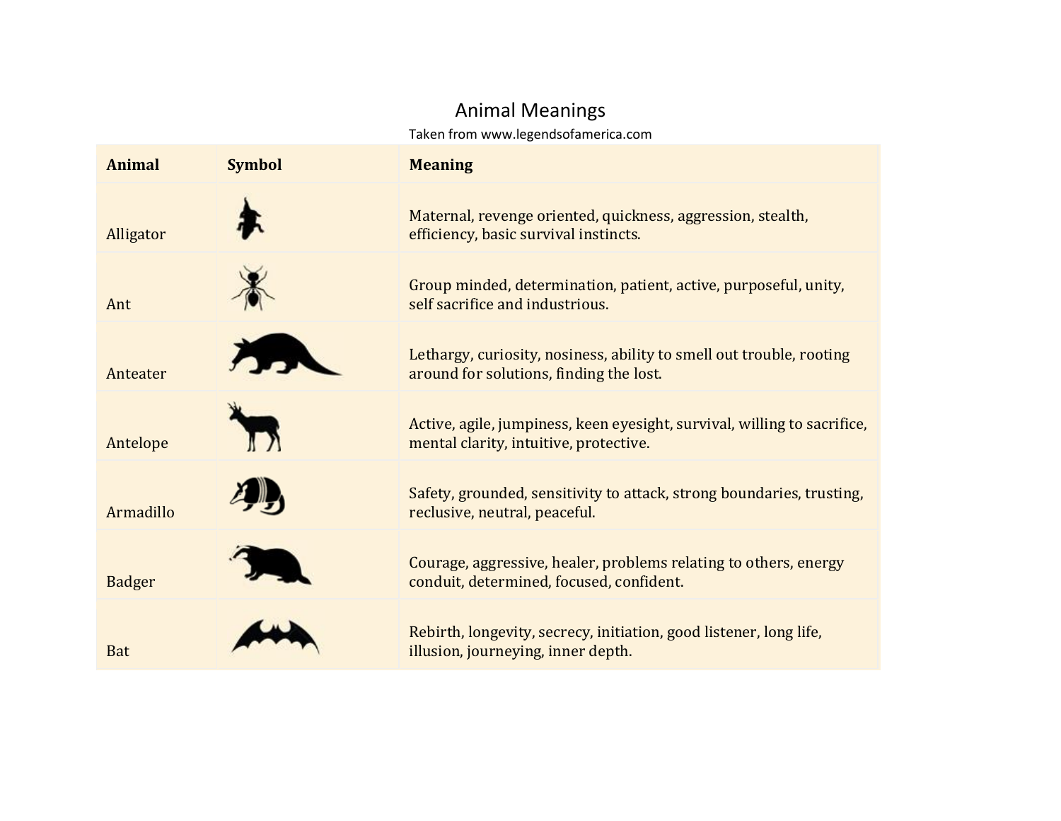# Animal Meanings

Taken from www.legendsofamerica.com

| Animal | Symbol | Meaning |
|---|---|---|
| Alligator | | Maternal, revenge oriented, quickness, aggression, stealth, efficiency, basic survival instincts. |
| Ant | | Group minded, determination, patient, active, purposeful, unity, self sacrifice and industrious. |
| Anteater | | Lethargy, curiosity, nosiness, ability to smell out trouble, rooting around for solutions, finding the lost. |
| Antelope | | Active, agile, jumpiness, keen eyesight, survival, willing to sacrifice, mental clarity, intuitive, protective. |
| Armadillo | | Safety, grounded, sensitivity to attack, strong boundaries, trusting, reclusive, neutral, peaceful. |
| Badger | | Courage, aggressive, healer, problems relating to others, energy conduit, determined, focused, confident. |
| Bat | | Rebirth, longevity, secrecy, initiation, good listener, long life, illusion, journeying, inner depth. |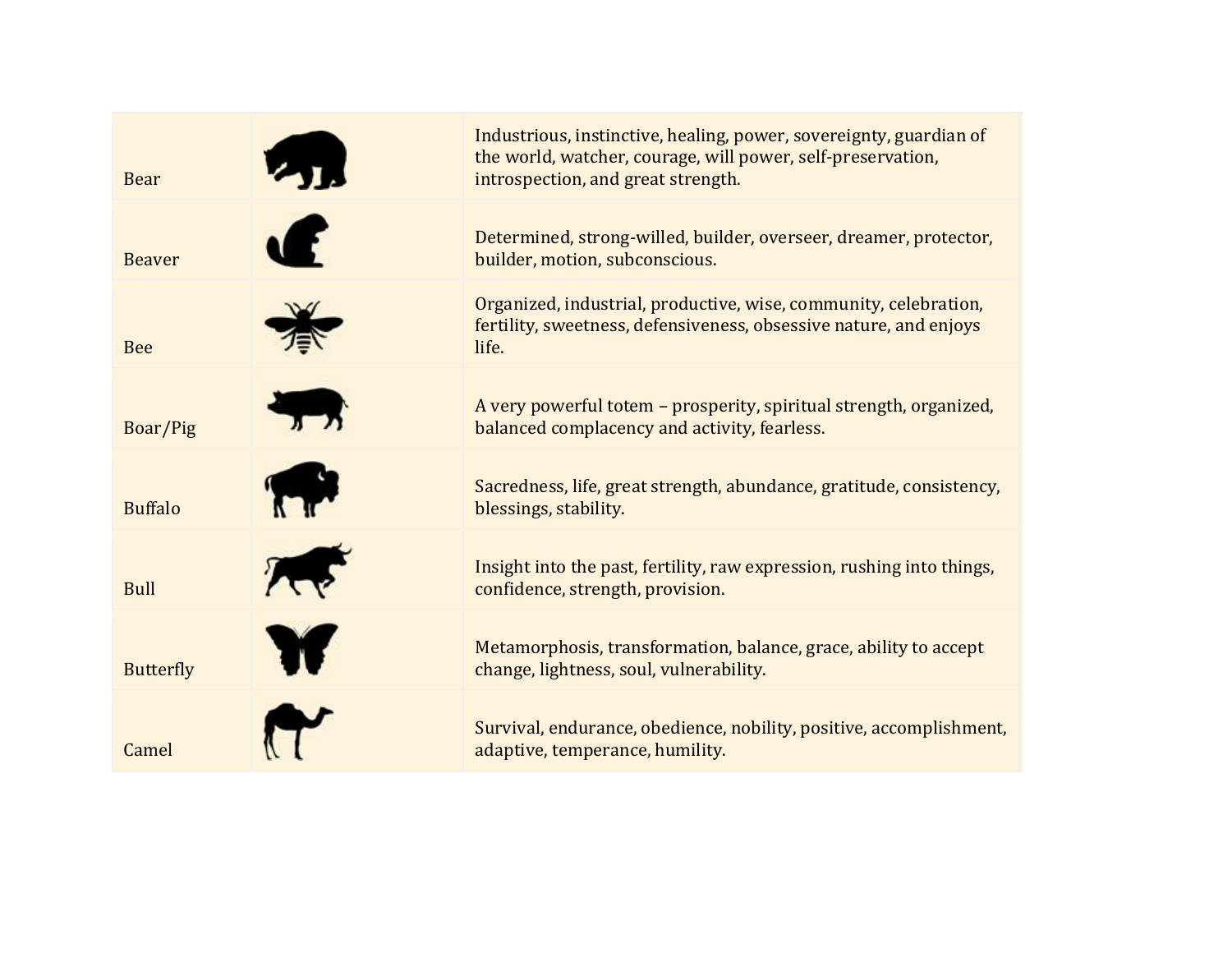| | | |
|---|---|---|
| Bear | | Industrious, instinctive, healing, power, sovereignty, guardian of the world, watcher, courage, will power, self-preservation, introspection, and great strength. |
| Beaver | | Determined, strong-willed, builder, overseer, dreamer, protector, builder, motion, subconscious. |
| Bee | | Organized, industrial, productive, wise, community, celebration, fertility, sweetness, defensiveness, obsessive nature, and enjoys life. |
| Boar/Pig | | A very powerful totem – prosperity, spiritual strength, organized, balanced complacency and activity, fearless. |
| Buffalo | | Sacredness, life, great strength, abundance, gratitude, consistency, blessings, stability. |
| Bull | | Insight into the past, fertility, raw expression, rushing into things, confidence, strength, provision. |
| Butterfly | | Metamorphosis, transformation, balance, grace, ability to accept change, lightness, soul, vulnerability. |
| Camel | | Survival, endurance, obedience, nobility, positive, accomplishment, adaptive, temperance, humility. |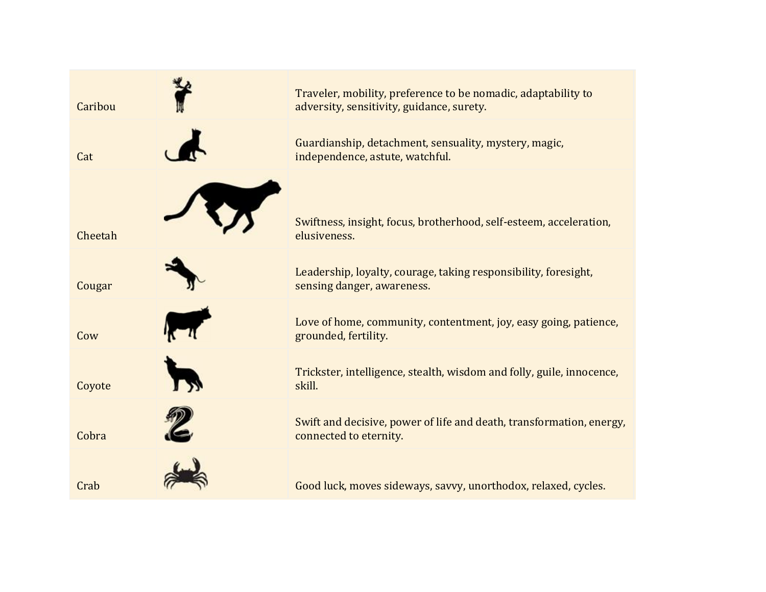| | | |
|---|---|---|
| Caribou | | Traveler, mobility, preference to be nomadic, adaptability to adversity, sensitivity, guidance, surety. |
| Cat | | Guardianship, detachment, sensuality, mystery, magic, independence, astute, watchful. |
| Cheetah | | Swiftness, insight, focus, brotherhood, self-esteem, acceleration, elusiveness. |
| Cougar | | Leadership, loyalty, courage, taking responsibility, foresight, sensing danger, awareness. |
| Cow | | Love of home, community, contentment, joy, easy going, patience, grounded, fertility. |
| Coyote | | Trickster, intelligence, stealth, wisdom and folly, guile, innocence, skill. |
| Cobra | | Swift and decisive, power of life and death, transformation, energy, connected to eternity. |
| Crab | | Good luck, moves sideways, savvy, unorthodox, relaxed, cycles. |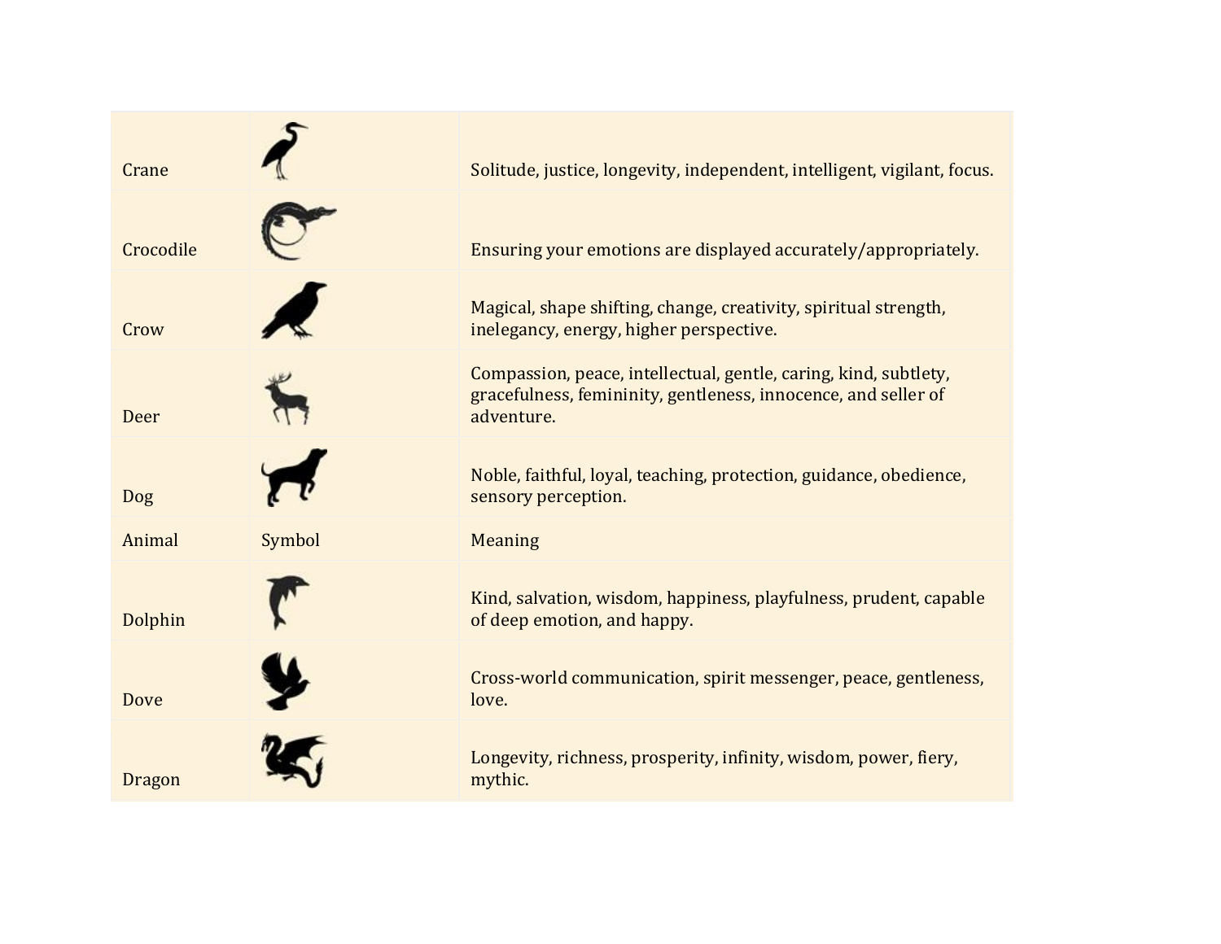| Animal | Symbol | Meaning |
|---|---|---|
| Crane | | Solitude, justice, longevity, independent, intelligent, vigilant, focus. |
| Crocodile | | Ensuring your emotions are displayed accurately/appropriately. |
| Crow | | Magical, shape shifting, change, creativity, spiritual strength, inelegancy, energy, higher perspective. |
| Deer | | Compassion, peace, intellectual, gentle, caring, kind, subtlety, gracefulness, femininity, gentleness, innocence, and seller of adventure. |
| Dog | | Noble, faithful, loyal, teaching, protection, guidance, obedience, sensory perception. |
| Animal | Symbol | Meaning |
| Dolphin | | Kind, salvation, wisdom, happiness, playfulness, prudent, capable of deep emotion, and happy. |
| Dove | | Cross-world communication, spirit messenger, peace, gentleness, love. |
| Dragon | | Longevity, richness, prosperity, infinity, wisdom, power, fiery, mythic. |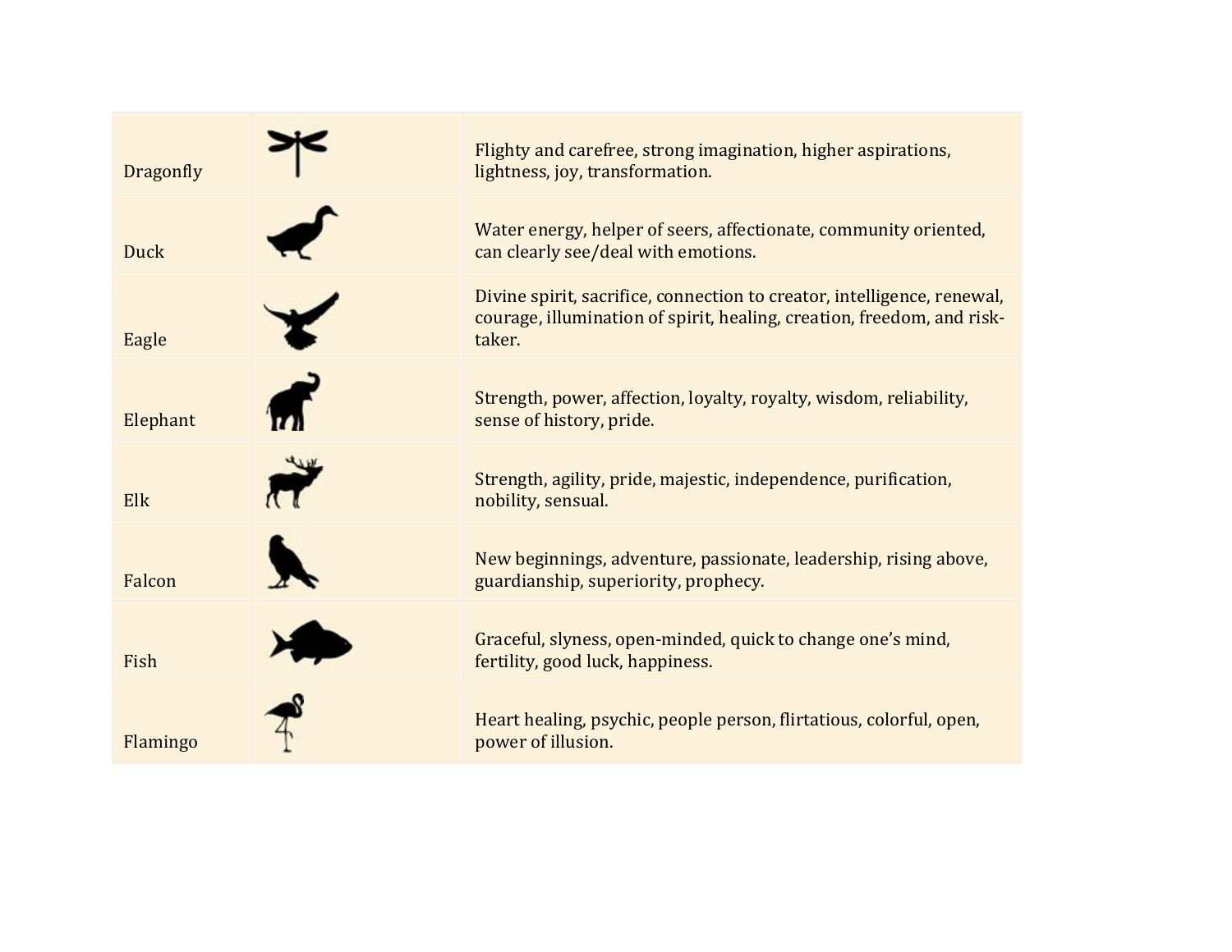| | | |
|---|---|---|
| Dragonfly | | Flighty and carefree, strong imagination, higher aspirations, lightness, joy, transformation. |
| Duck | | Water energy, helper of seers, affectionate, community oriented, can clearly see/deal with emotions. |
| Eagle | | Divine spirit, sacrifice, connection to creator, intelligence, renewal, courage, illumination of spirit, healing, creation, freedom, and risk-taker. |
| Elephant | | Strength, power, affection, loyalty, royalty, wisdom, reliability, sense of history, pride. |
| Elk | | Strength, agility, pride, majestic, independence, purification, nobility, sensual. |
| Falcon | | New beginnings, adventure, passionate, leadership, rising above, guardianship, superiority, prophecy. |
| Fish | | Graceful, slyness, open-minded, quick to change one's mind, fertility, good luck, happiness. |
| Flamingo | | Heart healing, psychic, people person, flirtatious, colorful, open, power of illusion. |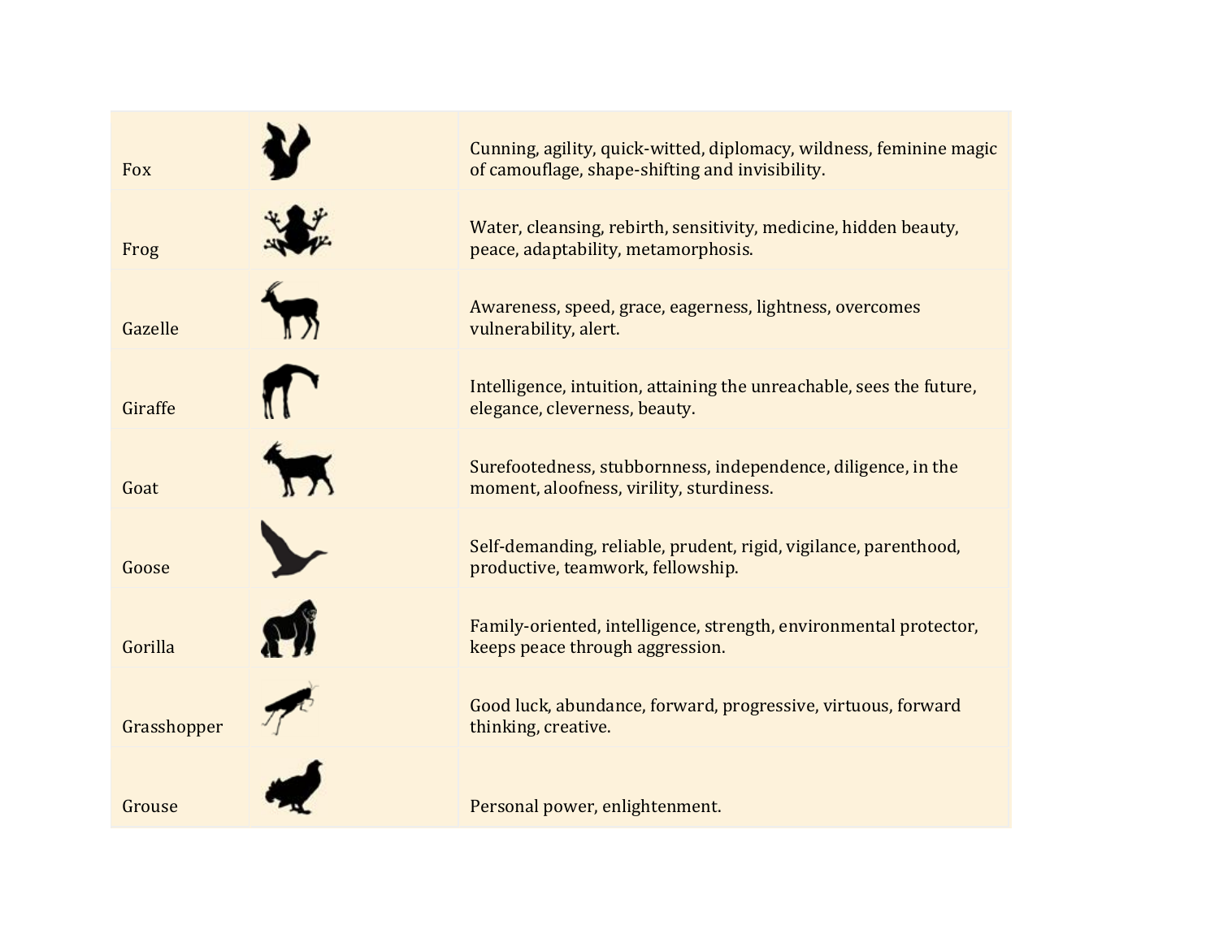| | | |
|---|---|---|
| Fox | | Cunning, agility, quick-witted, diplomacy, wildness, feminine magic of camouflage, shape-shifting and invisibility. |
| Frog | | Water, cleansing, rebirth, sensitivity, medicine, hidden beauty, peace, adaptability, metamorphosis. |
| Gazelle | | Awareness, speed, grace, eagerness, lightness, overcomes vulnerability, alert. |
| Giraffe | | Intelligence, intuition, attaining the unreachable, sees the future, elegance, cleverness, beauty. |
| Goat | | Surefootedness, stubbornness, independence, diligence, in the moment, aloofness, virility, sturdiness. |
| Goose | | Self-demanding, reliable, prudent, rigid, vigilance, parenthood, productive, teamwork, fellowship. |
| Gorilla | | Family-oriented, intelligence, strength, environmental protector, keeps peace through aggression. |
| Grasshopper | | Good luck, abundance, forward, progressive, virtuous, forward thinking, creative. |
| Grouse | | Personal power, enlightenment. |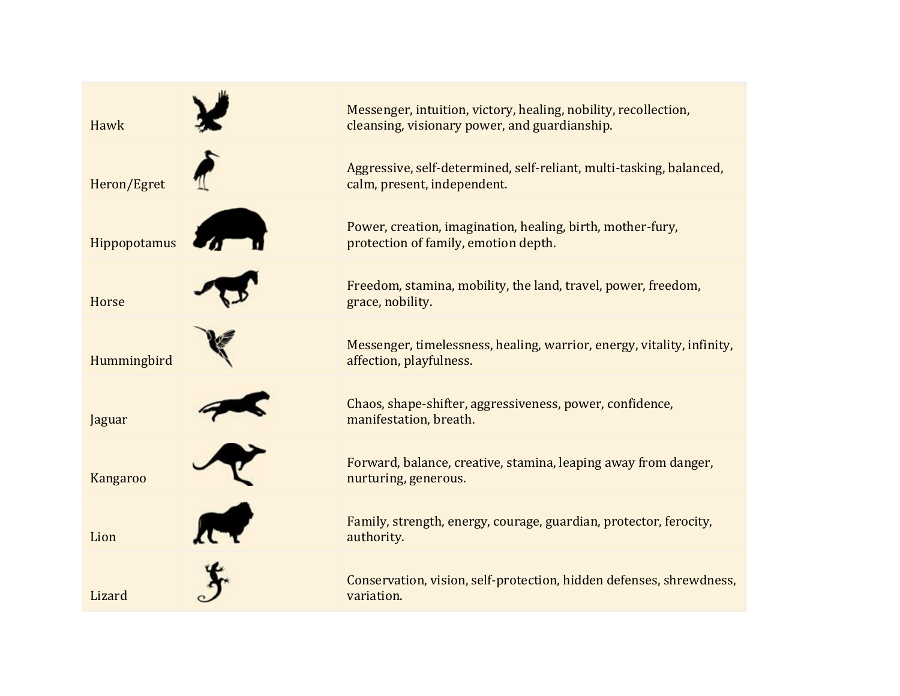| | | |
|---|---|---|
| Hawk | | Messenger, intuition, victory, healing, nobility, recollection, cleansing, visionary power, and guardianship. |
| Heron/Egret | | Aggressive, self-determined, self-reliant, multi-tasking, balanced, calm, present, independent. |
| Hippopotamus | | Power, creation, imagination, healing, birth, mother-fury, protection of family, emotion depth. |
| Horse | | Freedom, stamina, mobility, the land, travel, power, freedom, grace, nobility. |
| Hummingbird | | Messenger, timelessness, healing, warrior, energy, vitality, infinity, affection, playfulness. |
| Jaguar | | Chaos, shape-shifter, aggressiveness, power, confidence, manifestation, breath. |
| Kangaroo | | Forward, balance, creative, stamina, leaping away from danger, nurturing, generous. |
| Lion | | Family, strength, energy, courage, guardian, protector, ferocity, authority. |
| Lizard | | Conservation, vision, self-protection, hidden defenses, shrewdness, variation. |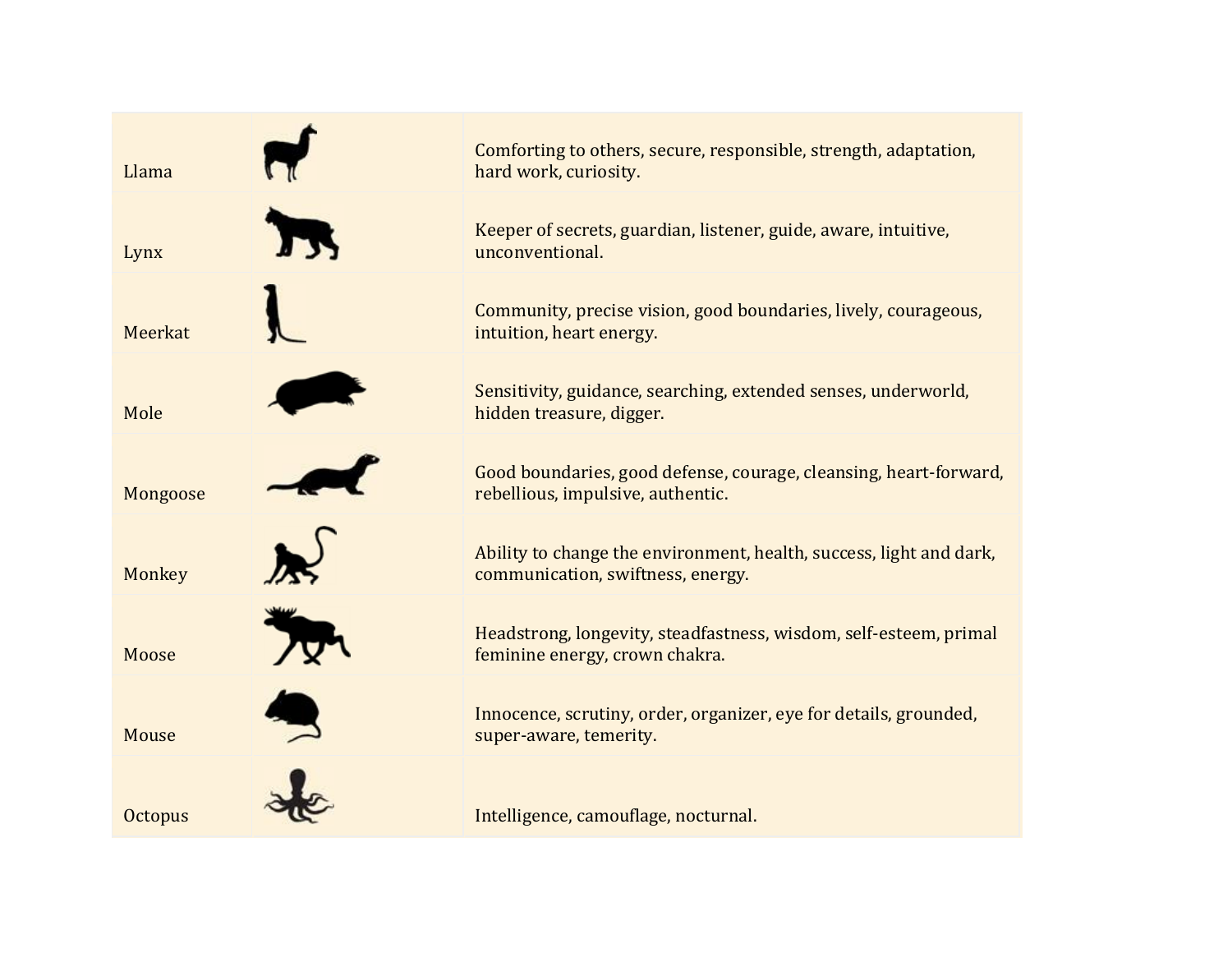| | | |
|---|---|---|
| Llama | | Comforting to others, secure, responsible, strength, adaptation, hard work, curiosity. |
| Lynx | | Keeper of secrets, guardian, listener, guide, aware, intuitive, unconventional. |
| Meerkat | | Community, precise vision, good boundaries, lively, courageous, intuition, heart energy. |
| Mole | | Sensitivity, guidance, searching, extended senses, underworld, hidden treasure, digger. |
| Mongoose | | Good boundaries, good defense, courage, cleansing, heart-forward, rebellious, impulsive, authentic. |
| Monkey | | Ability to change the environment, health, success, light and dark, communication, swiftness, energy. |
| Moose | | Headstrong, longevity, steadfastness, wisdom, self-esteem, primal feminine energy, crown chakra. |
| Mouse | | Innocence, scrutiny, order, organizer, eye for details, grounded, super-aware, temerity. |
| Octopus | | Intelligence, camouflage, nocturnal. |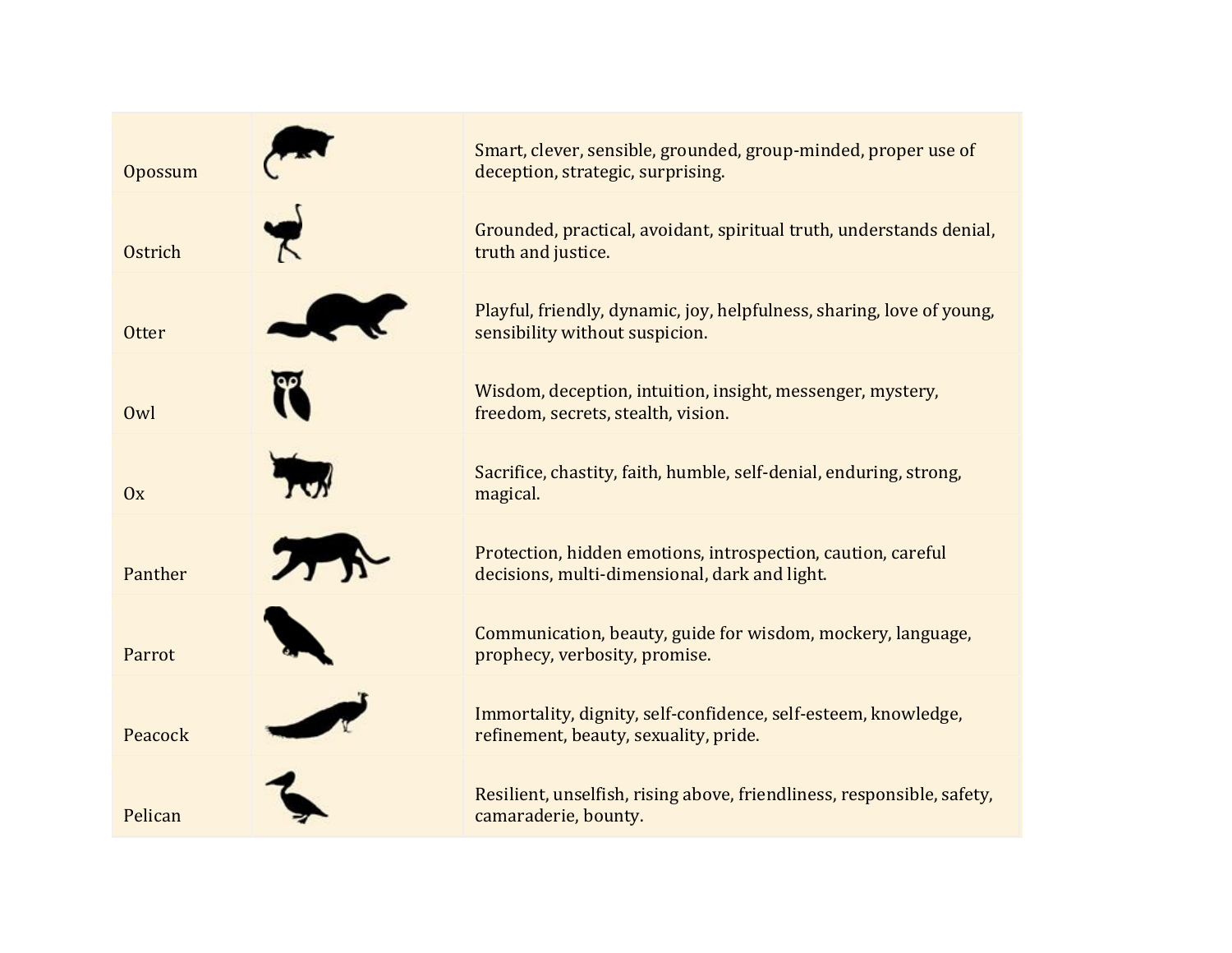| | | |
|---|---|---|
| Opossum | | Smart, clever, sensible, grounded, group-minded, proper use of deception, strategic, surprising. |
| Ostrich | | Grounded, practical, avoidant, spiritual truth, understands denial, truth and justice. |
| Otter | | Playful, friendly, dynamic, joy, helpfulness, sharing, love of young, sensibility without suspicion. |
| Owl | | Wisdom, deception, intuition, insight, messenger, mystery, freedom, secrets, stealth, vision. |
| Ox | | Sacrifice, chastity, faith, humble, self-denial, enduring, strong, magical. |
| Panther | | Protection, hidden emotions, introspection, caution, careful decisions, multi-dimensional, dark and light. |
| Parrot | | Communication, beauty, guide for wisdom, mockery, language, prophecy, verbosity, promise. |
| Peacock | | Immortality, dignity, self-confidence, self-esteem, knowledge, refinement, beauty, sexuality, pride. |
| Pelican | | Resilient, unselfish, rising above, friendliness, responsible, safety, camaraderie, bounty. |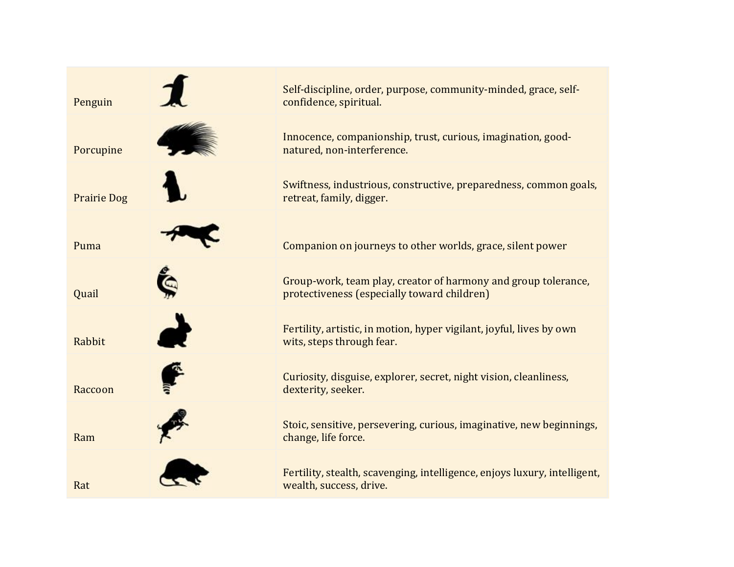| | | |
|---|---|---|
| Penguin | | Self-discipline, order, purpose, community-minded, grace, self-confidence, spiritual. |
| Porcupine | | Innocence, companionship, trust, curious, imagination, good-natured, non-interference. |
| Prairie Dog | | Swiftness, industrious, constructive, preparedness, common goals, retreat, family, digger. |
| Puma | | Companion on journeys to other worlds, grace, silent power |
| Quail | | Group-work, team play, creator of harmony and group tolerance, protectiveness (especially toward children) |
| Rabbit | | Fertility, artistic, in motion, hyper vigilant, joyful, lives by own wits, steps through fear. |
| Raccoon | | Curiosity, disguise, explorer, secret, night vision, cleanliness, dexterity, seeker. |
| Ram | | Stoic, sensitive, persevering, curious, imaginative, new beginnings, change, life force. |
| Rat | | Fertility, stealth, scavenging, intelligence, enjoys luxury, intelligent, wealth, success, drive. |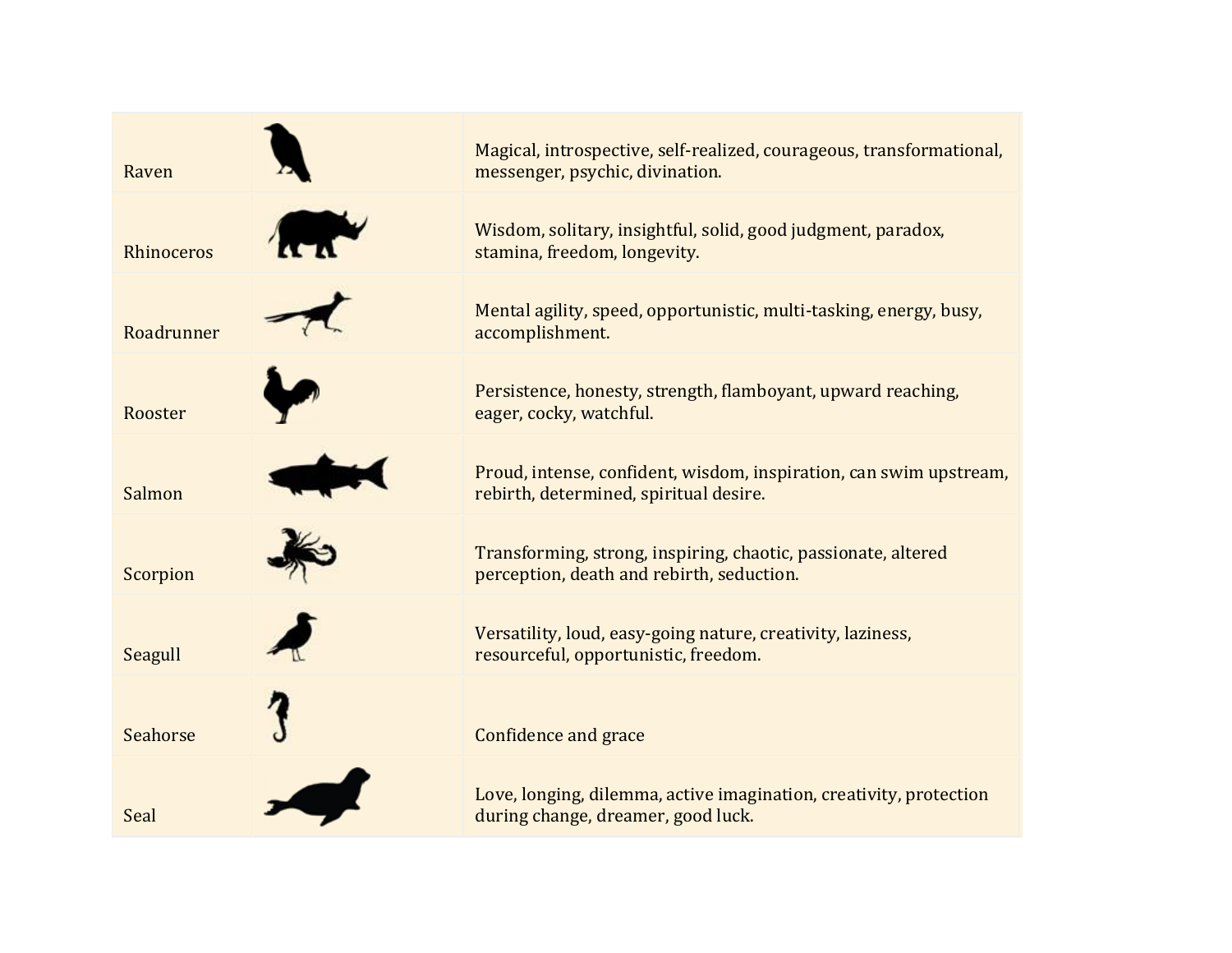| | | |
|---|---|---|
| Raven | | Magical, introspective, self-realized, courageous, transformational, messenger, psychic, divination. |
| Rhinoceros | | Wisdom, solitary, insightful, solid, good judgment, paradox, stamina, freedom, longevity. |
| Roadrunner | | Mental agility, speed, opportunistic, multi-tasking, energy, busy, accomplishment. |
| Rooster | | Persistence, honesty, strength, flamboyant, upward reaching, eager, cocky, watchful. |
| Salmon | | Proud, intense, confident, wisdom, inspiration, can swim upstream, rebirth, determined, spiritual desire. |
| Scorpion | | Transforming, strong, inspiring, chaotic, passionate, altered perception, death and rebirth, seduction. |
| Seagull | | Versatility, loud, easy-going nature, creativity, laziness, resourceful, opportunistic, freedom. |
| Seahorse | | Confidence and grace |
| Seal | | Love, longing, dilemma, active imagination, creativity, protection during change, dreamer, good luck. |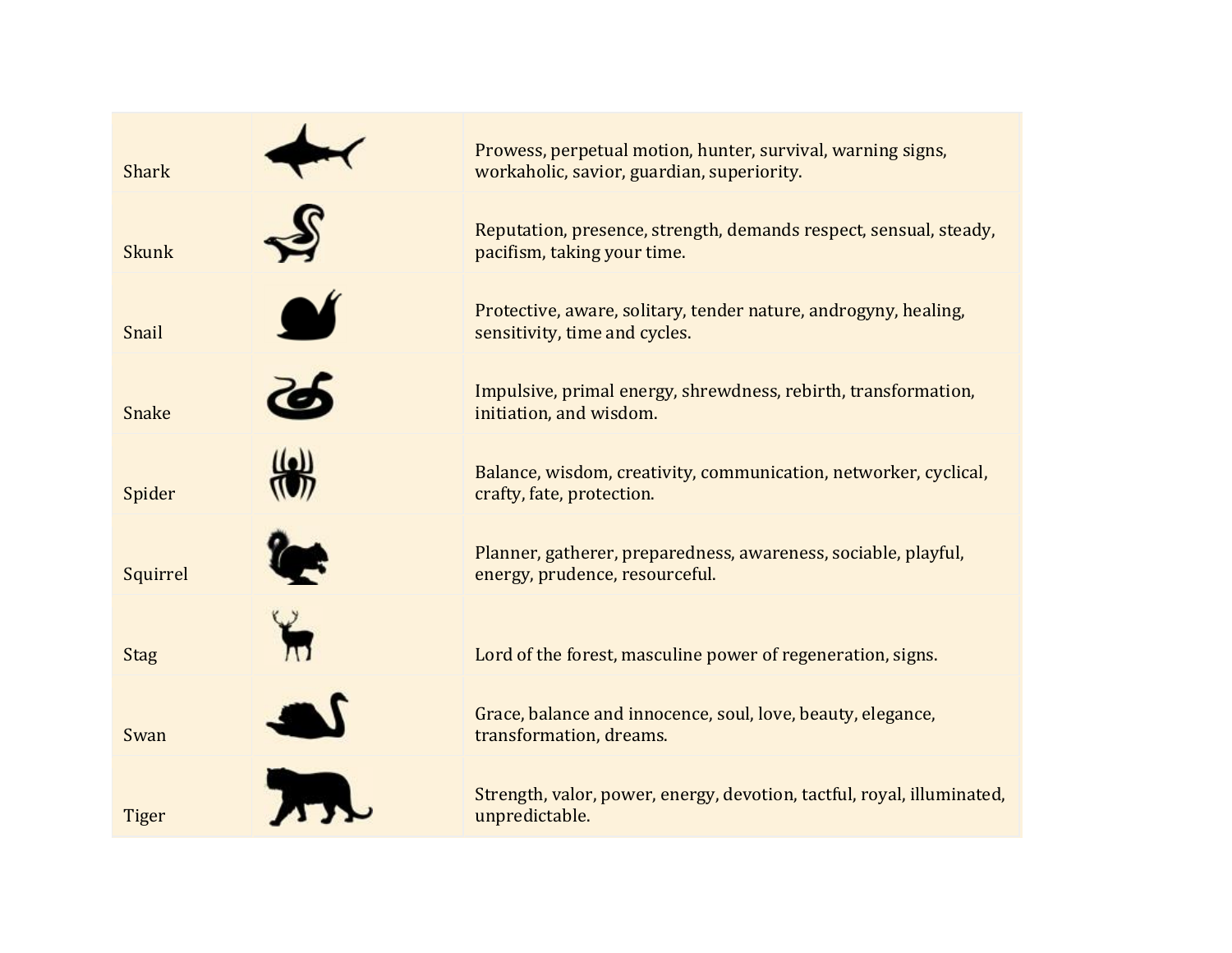| | | |
|---|---|---|
| Shark | | Prowess, perpetual motion, hunter, survival, warning signs, workaholic, savior, guardian, superiority. |
| Skunk | | Reputation, presence, strength, demands respect, sensual, steady, pacifism, taking your time. |
| Snail | | Protective, aware, solitary, tender nature, androgyny, healing, sensitivity, time and cycles. |
| Snake | | Impulsive, primal energy, shrewdness, rebirth, transformation, initiation, and wisdom. |
| Spider | | Balance, wisdom, creativity, communication, networker, cyclical, crafty, fate, protection. |
| Squirrel | | Planner, gatherer, preparedness, awareness, sociable, playful, energy, prudence, resourceful. |
| Stag | | Lord of the forest, masculine power of regeneration, signs. |
| Swan | | Grace, balance and innocence, soul, love, beauty, elegance, transformation, dreams. |
| Tiger | | Strength, valor, power, energy, devotion, tactful, royal, illuminated, unpredictable. |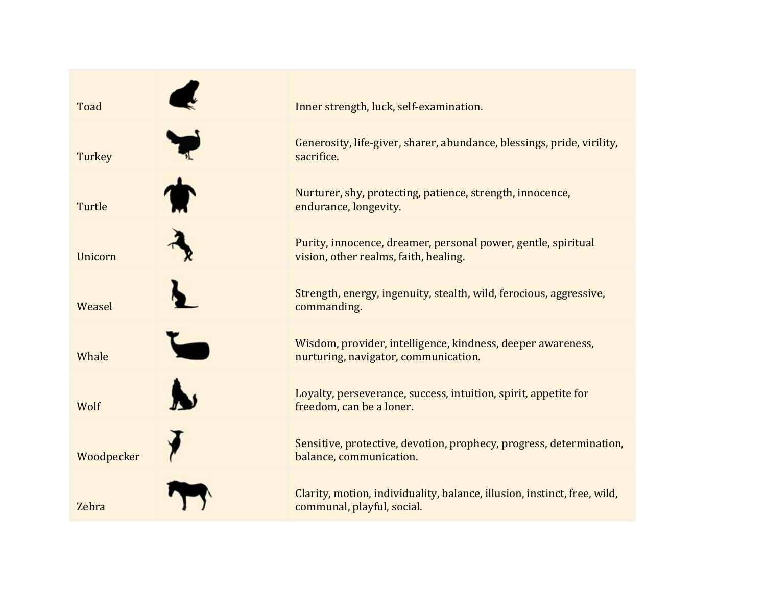| | | |
|---|---|---|
| Toad | | Inner strength, luck, self-examination. |
| Turkey | | Generosity, life-giver, sharer, abundance, blessings, pride, virility, sacrifice. |
| Turtle | | Nurturer, shy, protecting, patience, strength, innocence, endurance, longevity. |
| Unicorn | | Purity, innocence, dreamer, personal power, gentle, spiritual vision, other realms, faith, healing. |
| Weasel | | Strength, energy, ingenuity, stealth, wild, ferocious, aggressive, commanding. |
| Whale | | Wisdom, provider, intelligence, kindness, deeper awareness, nurturing, navigator, communication. |
| Wolf | | Loyalty, perseverance, success, intuition, spirit, appetite for freedom, can be a loner. |
| Woodpecker | | Sensitive, protective, devotion, prophecy, progress, determination, balance, communication. |
| Zebra | | Clarity, motion, individuality, balance, illusion, instinct, free, wild, communal, playful, social. |